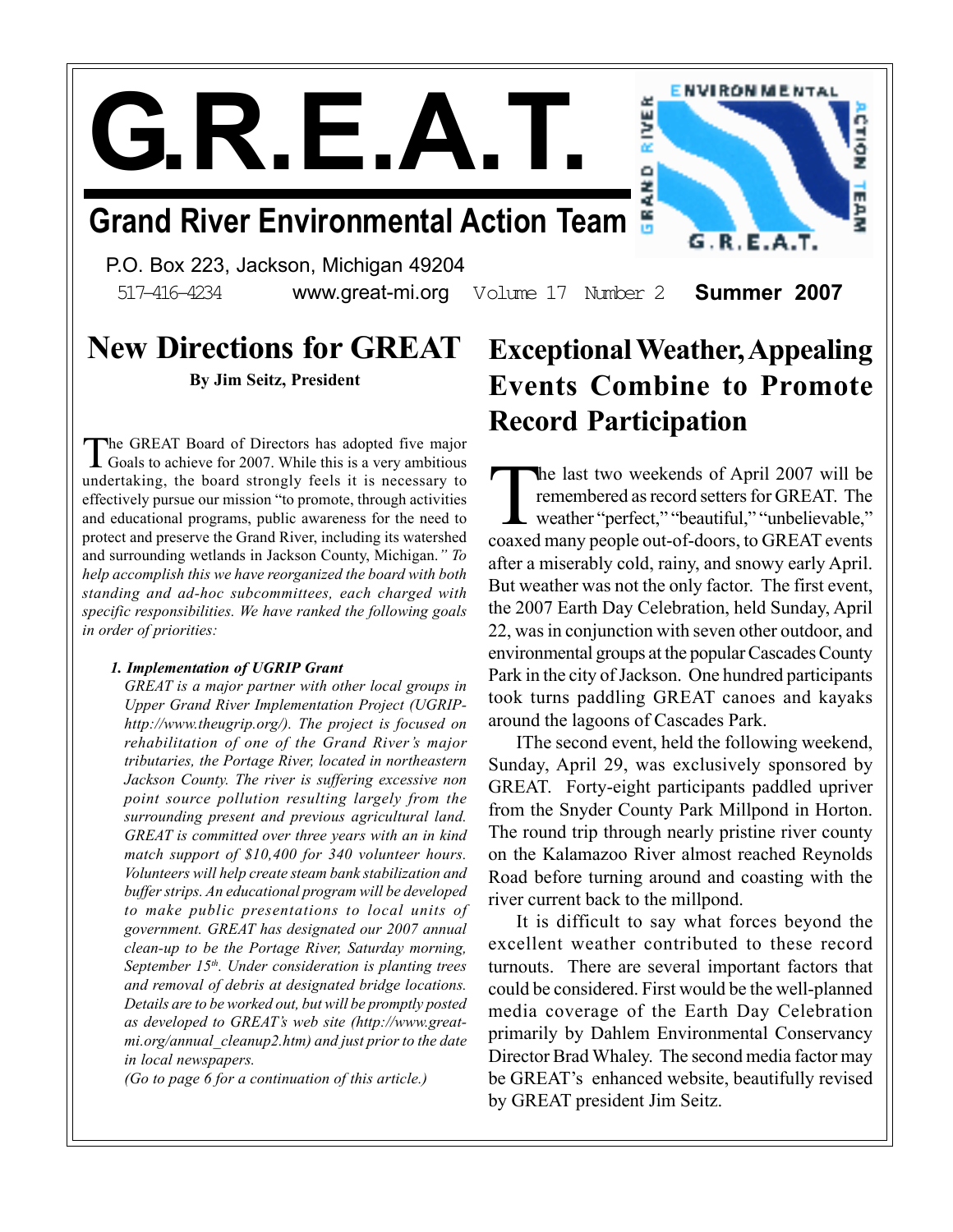# G.R.E.A.T.

## Grand River Environmental Action Team

P.O. Box 223, Jackson, Michigan 49204

517-416-4234 www.great-mi.org Volume 17 Number 2 **Summer 2007**

## New Directions for GREAT

**By Jim Seitz, President**

The GREAT Board of Directors has adopted five major Goals to achieve for 2007. While this is a very ambitious undertaking, the board strongly feels it is necessary to effectively pursue our mission "to promote, through activities and educational programs, public awareness for the need to protect and preserve the Grand River, including its watershed and surrounding wetlands in Jackson County, Michigan.*" To help accomplish this we have reorganized the board with both standing and ad-hoc subcommittees, each charged with specific responsibilities. We have ranked the following goals in order of priorities:*

***1. Implementation of UGRIP Grant***

*GREAT is a major partner with other local groups in Upper Grand River Implementation Project (UGRIP- http://www.theugrip.org/). The project is focused on rehabilitation of one of the Grand River's major tributaries, the Portage River, located in northeastern Jackson County. The river is suffering excessive non point source pollution resulting largely from the surrounding present and previous agricultural land. GREAT is committed over three years with an in kind match support of $10,400 for 340 volunteer hours. Volunteers will help create steam bank stabilization and buffer strips. An educational program will be developed to make public presentations to local units of government. GREAT has designated our 2007 annual clean-up to be the Portage River, Saturday morning, September 15th. Under consideration is planting trees and removal of debris at designated bridge locations. Details are to be worked out, but will be promptly posted as developed to GREAT's web site (http://www.great-mi.org/annual_cleanup2.htm) and just prior to the date in local newspapers.*

*(Go to page 6 for a continuation of this article.)*

## Exceptional Weather, Appealing Events Combine to Promote Record Participation

The last two weekends of April 2007 will be remembered as record setters for GREAT. The weather "perfect," "beautiful," "unbelievable," coaxed many people out-of-doors, to GREAT events after a miserably cold, rainy, and snowy early April. But weather was not the only factor. The first event, the 2007 Earth Day Celebration, held Sunday, April 22, was in conjunction with seven other outdoor, and environmental groups at the popular Cascades County Park in the city of Jackson. One hundred participants took turns paddling GREAT canoes and kayaks around the lagoons of Cascades Park.

IThe second event, held the following weekend, Sunday, April 29, was exclusively sponsored by GREAT. Forty-eight participants paddled upriver from the Snyder County Park Millpond in Horton. The round trip through nearly pristine river county on the Kalamazoo River almost reached Reynolds Road before turning around and coasting with the river current back to the millpond.

It is difficult to say what forces beyond the excellent weather contributed to these record turnouts. There are several important factors that could be considered. First would be the well-planned media coverage of the Earth Day Celebration primarily by Dahlem Environmental Conservancy Director Brad Whaley. The second media factor may be GREAT's enhanced website, beautifully revised by GREAT president Jim Seitz.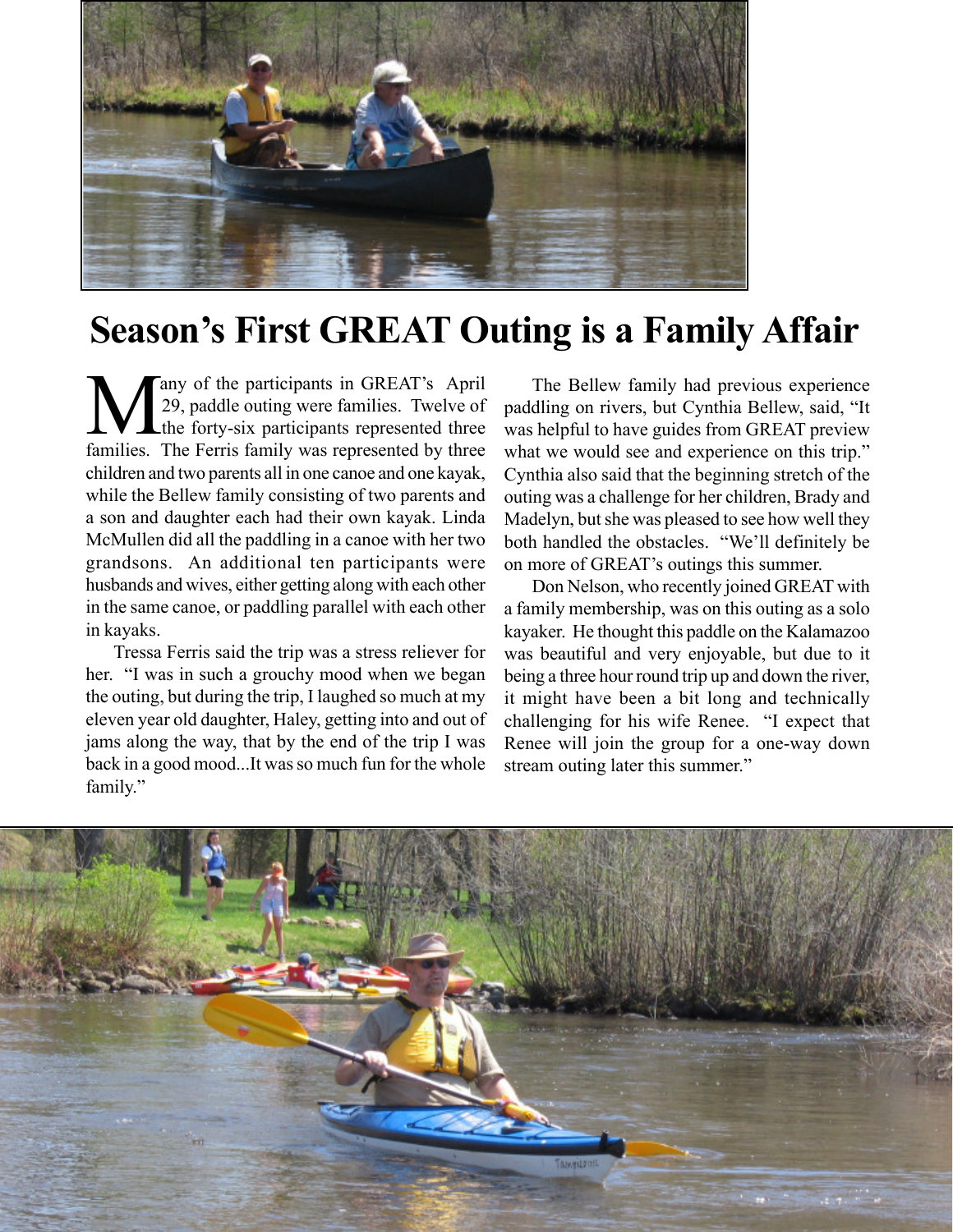# Season's First GREAT Outing is a Family Affair

Many of the participants in GREAT's April 29, paddle outing were families. Twelve of the forty-six participants represented three families. The Ferris family was represented by three children and two parents all in one canoe and one kayak, while the Bellew family consisting of two parents and a son and daughter each had their own kayak. Linda McMullen did all the paddling in a canoe with her two grandsons. An additional ten participants were husbands and wives, either getting along with each other in the same canoe, or paddling parallel with each other in kayaks.

Tressa Ferris said the trip was a stress reliever for her. "I was in such a grouchy mood when we began the outing, but during the trip, I laughed so much at my eleven year old daughter, Haley, getting into and out of jams along the way, that by the end of the trip I was back in a good mood...It was so much fun for the whole family."

The Bellew family had previous experience paddling on rivers, but Cynthia Bellew, said, "It was helpful to have guides from GREAT preview what we would see and experience on this trip." Cynthia also said that the beginning stretch of the outing was a challenge for her children, Brady and Madelyn, but she was pleased to see how well they both handled the obstacles. "We'll definitely be on more of GREAT's outings this summer.

Don Nelson, who recently joined GREAT with a family membership, was on this outing as a solo kayaker. He thought this paddle on the Kalamazoo was beautiful and very enjoyable, but due to it being a three hour round trip up and down the river, it might have been a bit long and technically challenging for his wife Renee. "I expect that Renee will join the group for a one-way down stream outing later this summer."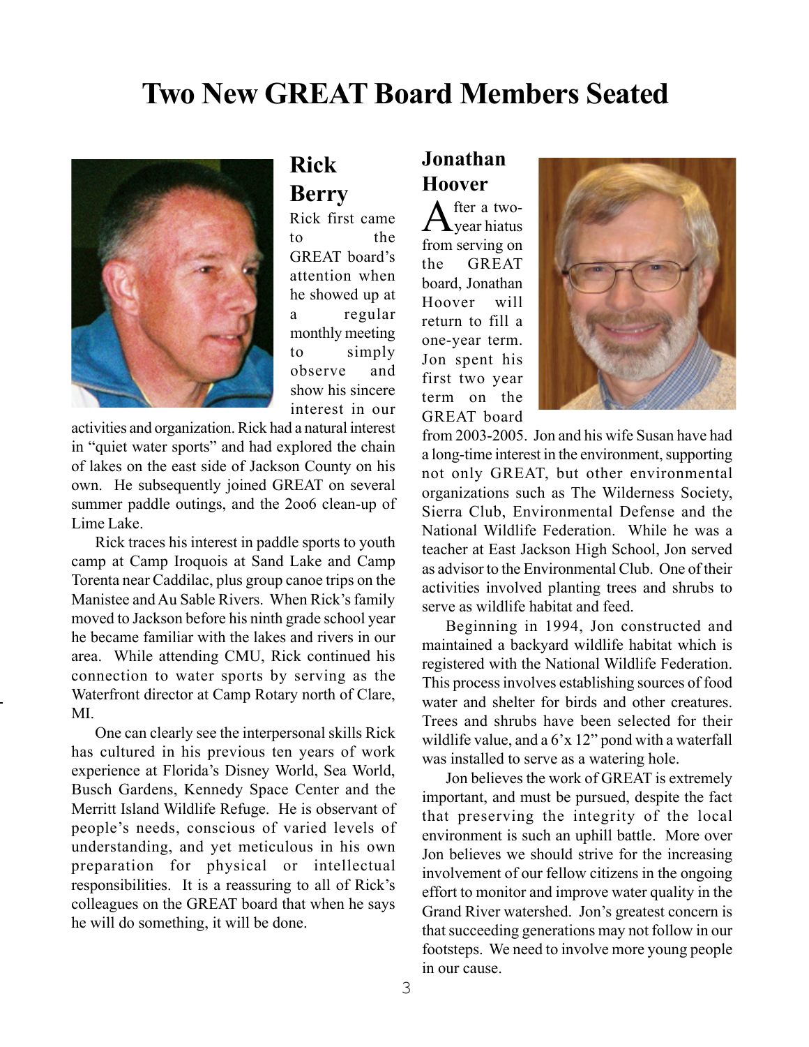# Two New GREAT Board Members Seated

## Rick Berry

Rick first came to the GREAT board's attention when he showed up at a regular monthly meeting to simply observe and show his sincere interest in our activities and organization. Rick had a natural interest in "quiet water sports" and had explored the chain of lakes on the east side of Jackson County on his own. He subsequently joined GREAT on several summer paddle outings, and the 2oo6 clean-up of Lime Lake.

Rick traces his interest in paddle sports to youth camp at Camp Iroquois at Sand Lake and Camp Torenta near Caddilac, plus group canoe trips on the Manistee and Au Sable Rivers. When Rick's family moved to Jackson before his ninth grade school year he became familiar with the lakes and rivers in our area. While attending CMU, Rick continued his connection to water sports by serving as the Waterfront director at Camp Rotary north of Clare, MI.

One can clearly see the interpersonal skills Rick has cultured in his previous ten years of work experience at Florida's Disney World, Sea World, Busch Gardens, Kennedy Space Center and the Merritt Island Wildlife Refuge. He is observant of people's needs, conscious of varied levels of understanding, and yet meticulous in his own preparation for physical or intellectual responsibilities. It is a reassuring to all of Rick's colleagues on the GREAT board that when he says he will do something, it will be done.

## Jonathan Hoover

After a two-year hiatus from serving on the GREAT board, Jonathan Hoover will return to fill a one-year term. Jon spent his first two year term on the GREAT board from 2003-2005. Jon and his wife Susan have had a long-time interest in the environment, supporting not only GREAT, but other environmental organizations such as The Wilderness Society, Sierra Club, Environmental Defense and the National Wildlife Federation. While he was a teacher at East Jackson High School, Jon served as advisor to the Environmental Club. One of their activities involved planting trees and shrubs to serve as wildlife habitat and feed.

Beginning in 1994, Jon constructed and maintained a backyard wildlife habitat which is registered with the National Wildlife Federation. This process involves establishing sources of food water and shelter for birds and other creatures. Trees and shrubs have been selected for their wildlife value, and a 6'x 12" pond with a waterfall was installed to serve as a watering hole.

Jon believes the work of GREAT is extremely important, and must be pursued, despite the fact that preserving the integrity of the local environment is such an uphill battle. More over Jon believes we should strive for the increasing involvement of our fellow citizens in the ongoing effort to monitor and improve water quality in the Grand River watershed. Jon's greatest concern is that succeeding generations may not follow in our footsteps. We need to involve more young people in our cause.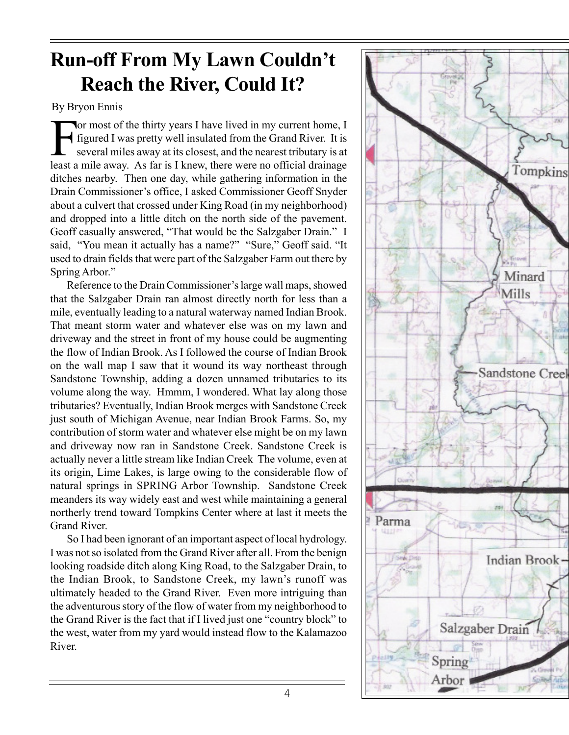# Run-off From My Lawn Couldn't Reach the River, Could It?

By Bryon Ennis

For most of the thirty years I have lived in my current home, I figured I was pretty well insulated from the Grand River. It is several miles away at its closest, and the nearest tributary is at least a mile away. As far is I knew, there were no official drainage ditches nearby. Then one day, while gathering information in the Drain Commissioner's office, I asked Commissioner Geoff Snyder about a culvert that crossed under King Road (in my neighborhood) and dropped into a little ditch on the north side of the pavement. Geoff casually answered, "That would be the Salzgaber Drain." I said, "You mean it actually has a name?" "Sure," Geoff said. "It used to drain fields that were part of the Salzgaber Farm out there by Spring Arbor."

Reference to the Drain Commissioner's large wall maps, showed that the Salzgaber Drain ran almost directly north for less than a mile, eventually leading to a natural waterway named Indian Brook. That meant storm water and whatever else was on my lawn and driveway and the street in front of my house could be augmenting the flow of Indian Brook. As I followed the course of Indian Brook on the wall map I saw that it wound its way northeast through Sandstone Township, adding a dozen unnamed tributaries to its volume along the way. Hmmm, I wondered. What lay along those tributaries? Eventually, Indian Brook merges with Sandstone Creek just south of Michigan Avenue, near Indian Brook Farms. So, my contribution of storm water and whatever else might be on my lawn and driveway now ran in Sandstone Creek. Sandstone Creek is actually never a little stream like Indian Creek The volume, even at its origin, Lime Lakes, is large owing to the considerable flow of natural springs in SPRING Arbor Township. Sandstone Creek meanders its way widely east and west while maintaining a general northerly trend toward Tompkins Center where at last it meets the Grand River.

So I had been ignorant of an important aspect of local hydrology. I was not so isolated from the Grand River after all. From the benign looking roadside ditch along King Road, to the Salzgaber Drain, to the Indian Brook, to Sandstone Creek, my lawn's runoff was ultimately headed to the Grand River. Even more intriguing than the adventurous story of the flow of water from my neighborhood to the Grand River is the fact that if I lived just one "country block" to the west, water from my yard would instead flow to the Kalamazoo River.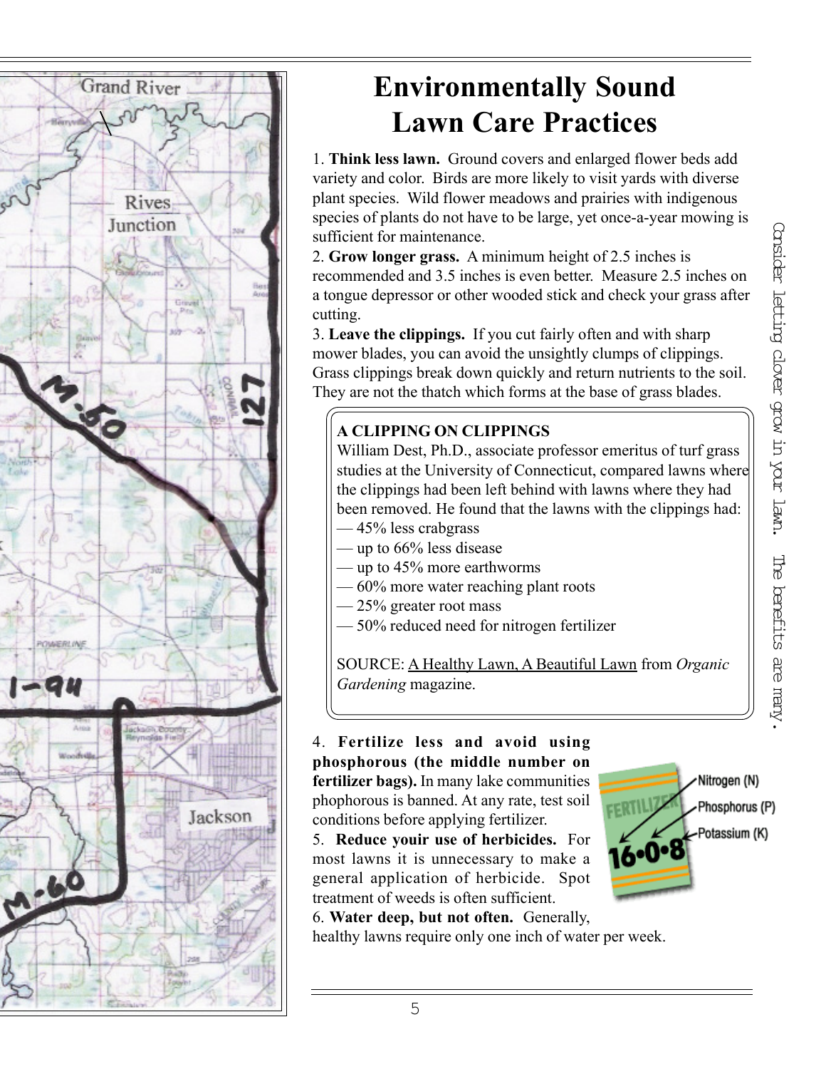# Environmentally Sound Lawn Care Practices

1. **Think less lawn.** Ground covers and enlarged flower beds add variety and color. Birds are more likely to visit yards with diverse plant species. Wild flower meadows and prairies with indigenous species of plants do not have to be large, yet once-a-year mowing is sufficient for maintenance.
2. **Grow longer grass.** A minimum height of 2.5 inches is recommended and 3.5 inches is even better. Measure 2.5 inches on a tongue depressor or other wooded stick and check your grass after cutting.
3. **Leave the clippings.** If you cut fairly often and with sharp mower blades, you can avoid the unsightly clumps of clippings. Grass clippings break down quickly and return nutrients to the soil. They are not the thatch which forms at the base of grass blades.

**A CLIPPING ON CLIPPINGS**

William Dest, Ph.D., associate professor emeritus of turf grass studies at the University of Connecticut, compared lawns where the clippings had been left behind with lawns where they had been removed. He found that the lawns with the clippings had:

— 45% less crabgrass
— up to 66% less disease
— up to 45% more earthworms
— 60% more water reaching plant roots
— 25% greater root mass
— 50% reduced need for nitrogen fertilizer

SOURCE: A Healthy Lawn, A Beautiful Lawn from *Organic Gardening* magazine.

4. **Fertilize less and avoid using phosphorous (the middle number on fertilizer bags).** In many lake communities phophorous is banned. At any rate, test soil conditions before applying fertilizer.
5. **Reduce youir use of herbicides.** For most lawns it is unnecessary to make a general application of herbicide. Spot treatment of weeds is often sufficient.
6. **Water deep, but not often.** Generally, healthy lawns require only one inch of water per week.

FERTILIZER
16•0•8
Nitrogen (N)
Phosphorus (P)
Potassium (K)

Consider letting clover grow in your lawn. The benefits are many.